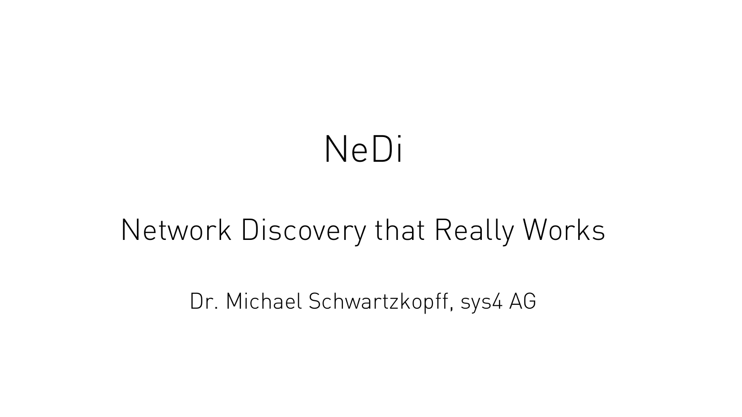# NeDi

## Network Discovery that Really Works

Dr. Michael Schwartzkopff, sys4 AG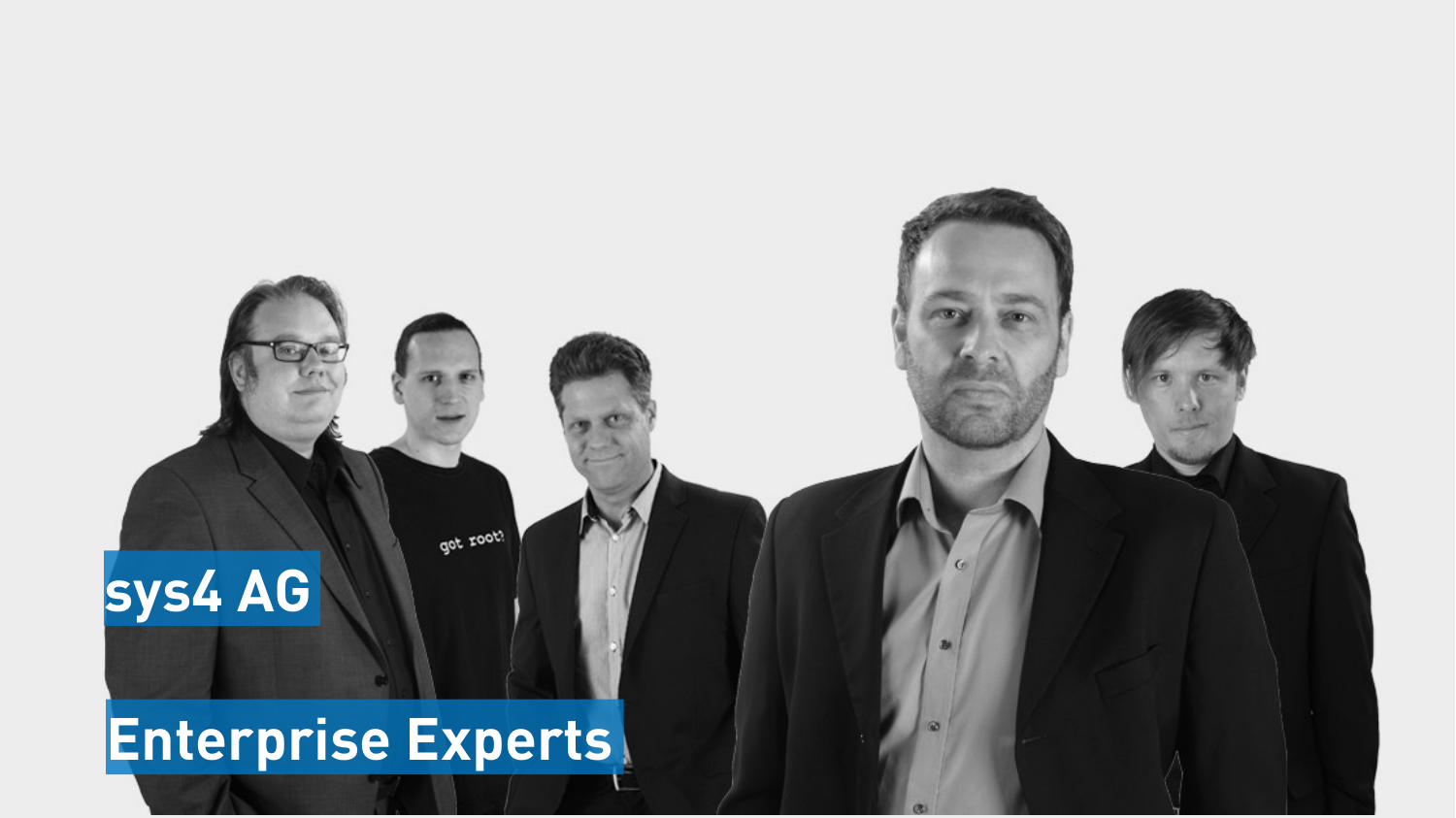# sys4 AG

# Enterprise Experts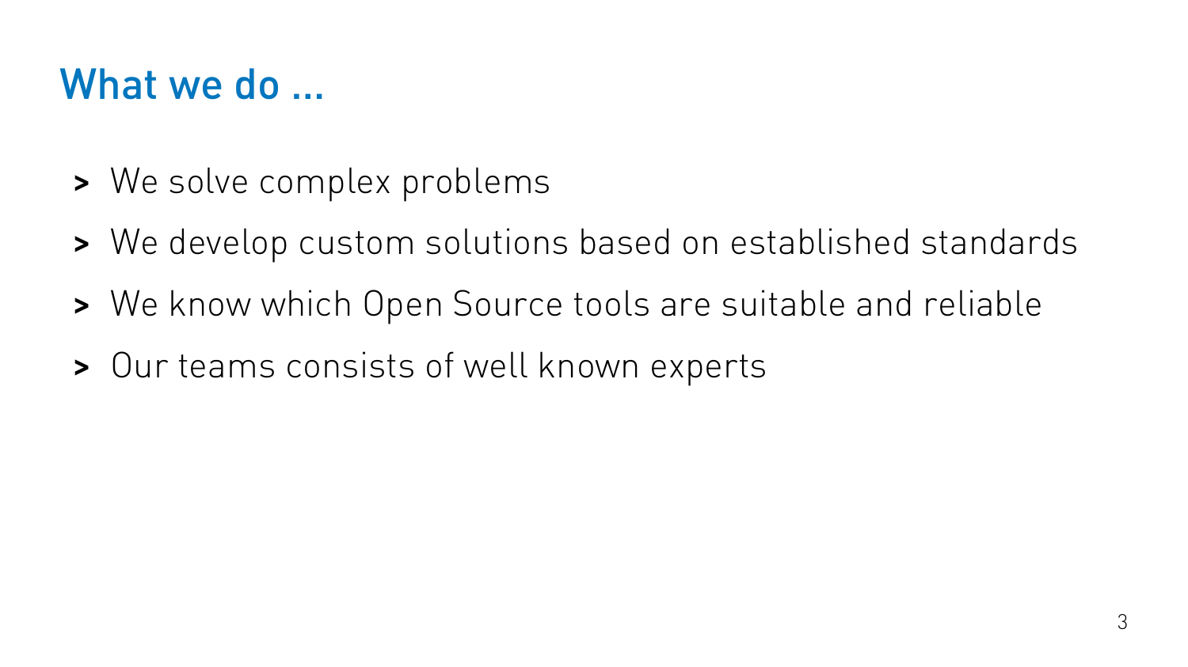# What we do ...

- We solve complex problems
- We develop custom solutions based on established standards
- We know which Open Source tools are suitable and reliable
- Our teams consists of well known experts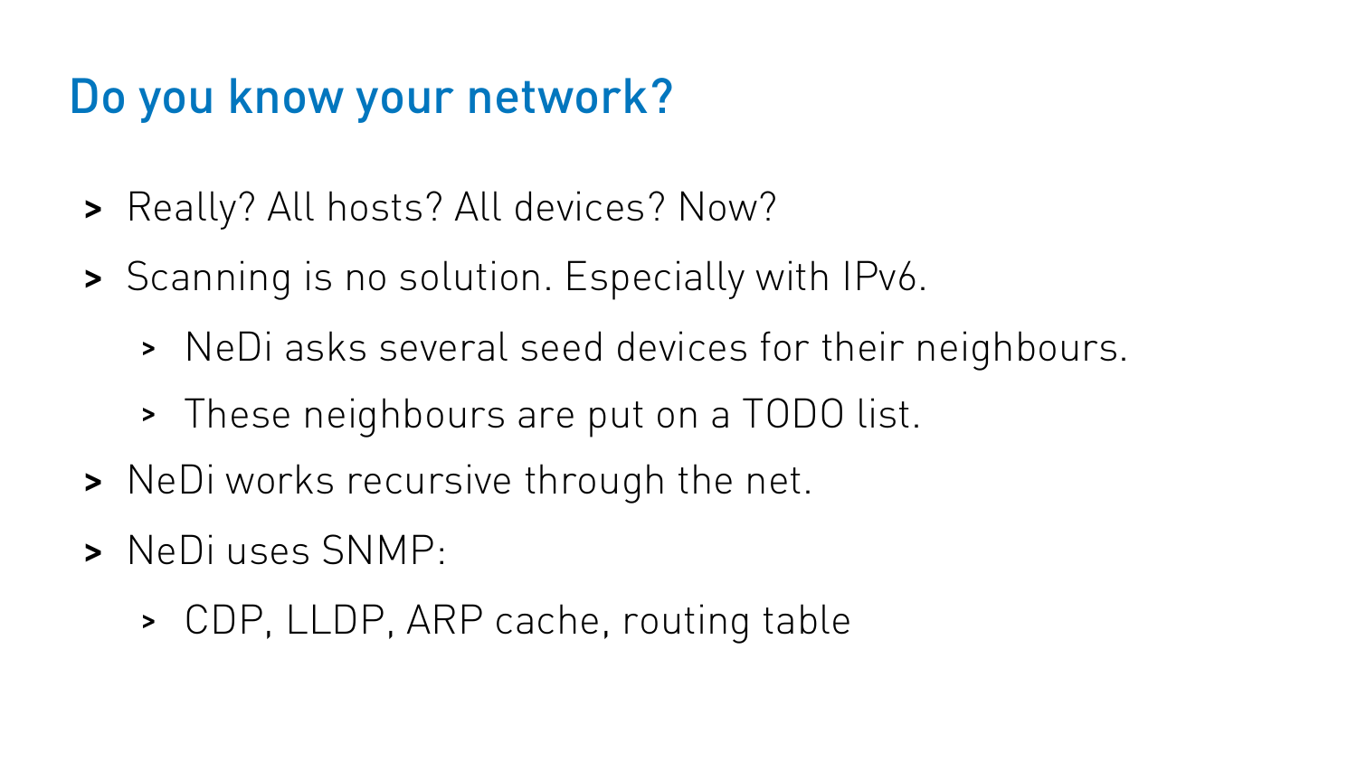# Do you know your network?

- Really? All hosts? All devices? Now?
- Scanning is no solution. Especially with IPv6.
  - NeDi asks several seed devices for their neighbours.
  - These neighbours are put on a TODO list.
- NeDi works recursive through the net.
- NeDi uses SNMP:
  - CDP, LLDP, ARP cache, routing table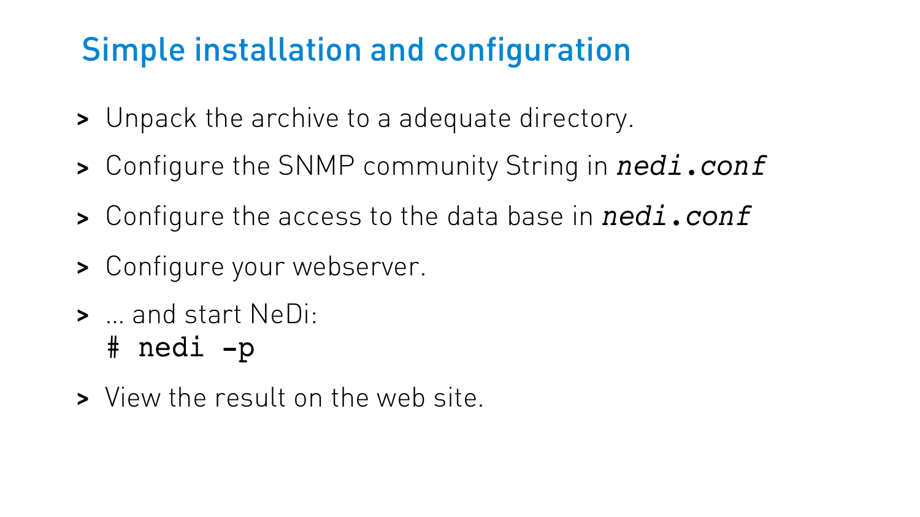# Simple installation and configuration

- Unpack the archive to a adequate directory.
- Configure the SNMP community String in *nedi.conf*
- Configure the access to the data base in *nedi.conf*
- Configure your webserver.
- ... and start NeDi:

```
# nedi -p
```

- View the result on the web site.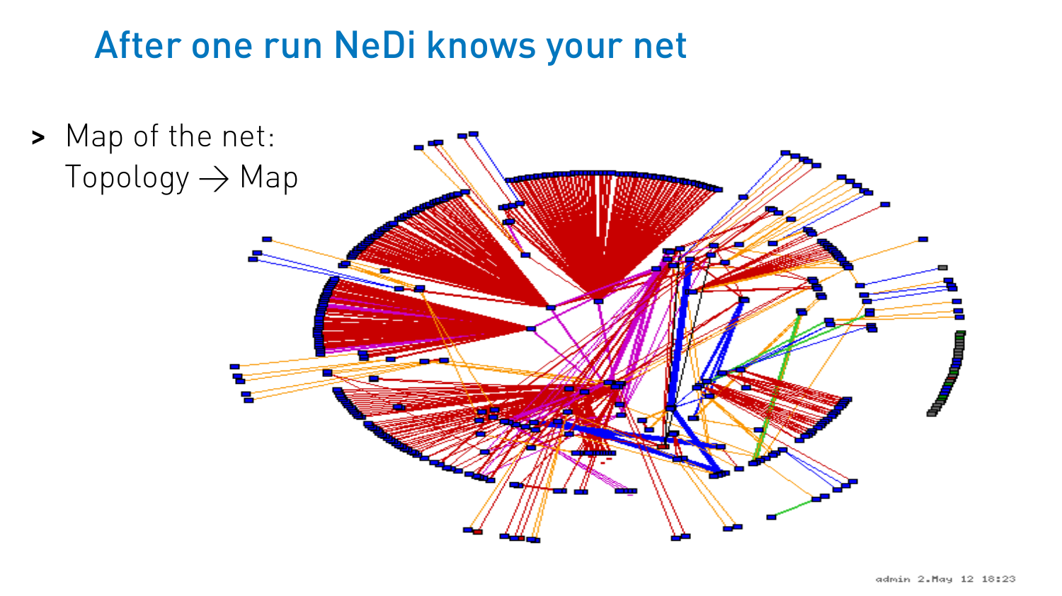# After one run NeDi knows your net

- Map of the net: Topology → Map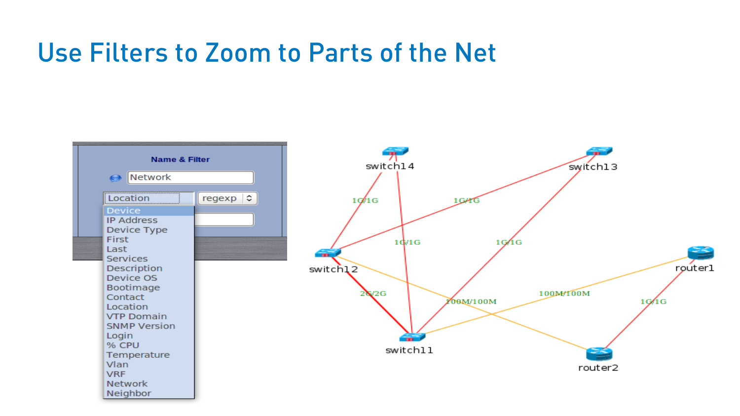# Use Filters to Zoom to Parts of the Net

Name & Filter

Network

Location | regexp

Device
IP Address
Device Type
First
Last
Services
Description
Device OS
Bootimage
Contact
Location
VTP Domain
SNMP Version
Login
% CPU
Temperature
Vlan
VRF
Network
Neighbor

switch14, switch13, switch12, switch11, router1, router2

1G/1G, 1G/1G, 1G/1G, 1G/1G, 2G/2G, 100M/100M, 100M/100M, 1G/1G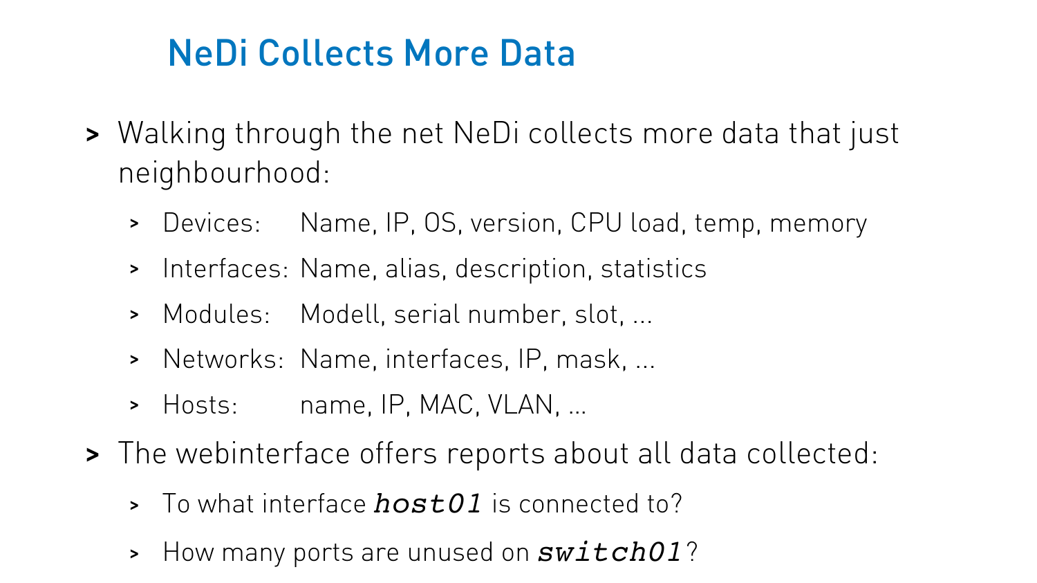# NeDi Collects More Data

- Walking through the net NeDi collects more data that just neighbourhood:
  - Devices: Name, IP, OS, version, CPU load, temp, memory
  - Interfaces: Name, alias, description, statistics
  - Modules: Modell, serial number, slot, ...
  - Networks: Name, interfaces, IP, mask, ...
  - Hosts: name, IP, MAC, VLAN, ...
- The webinterface offers reports about all data collected:
  - To what interface ***host01*** is connected to?
  - How many ports are unused on ***switch01***?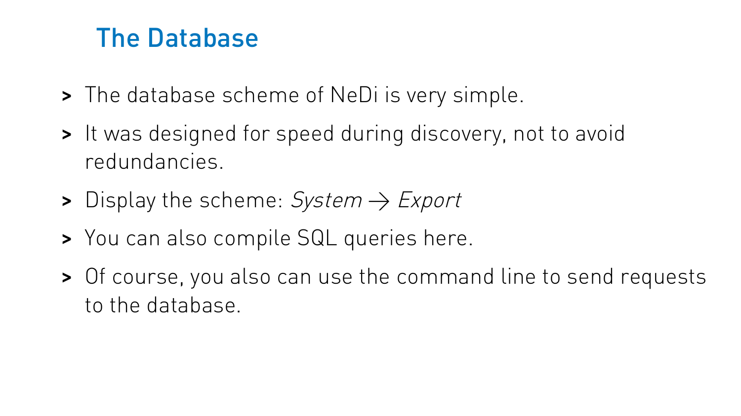# The Database

- The database scheme of NeDi is very simple.
- It was designed for speed during discovery, not to avoid redundancies.
- Display the scheme: *System* → *Export*
- You can also compile SQL queries here.
- Of course, you also can use the command line to send requests to the database.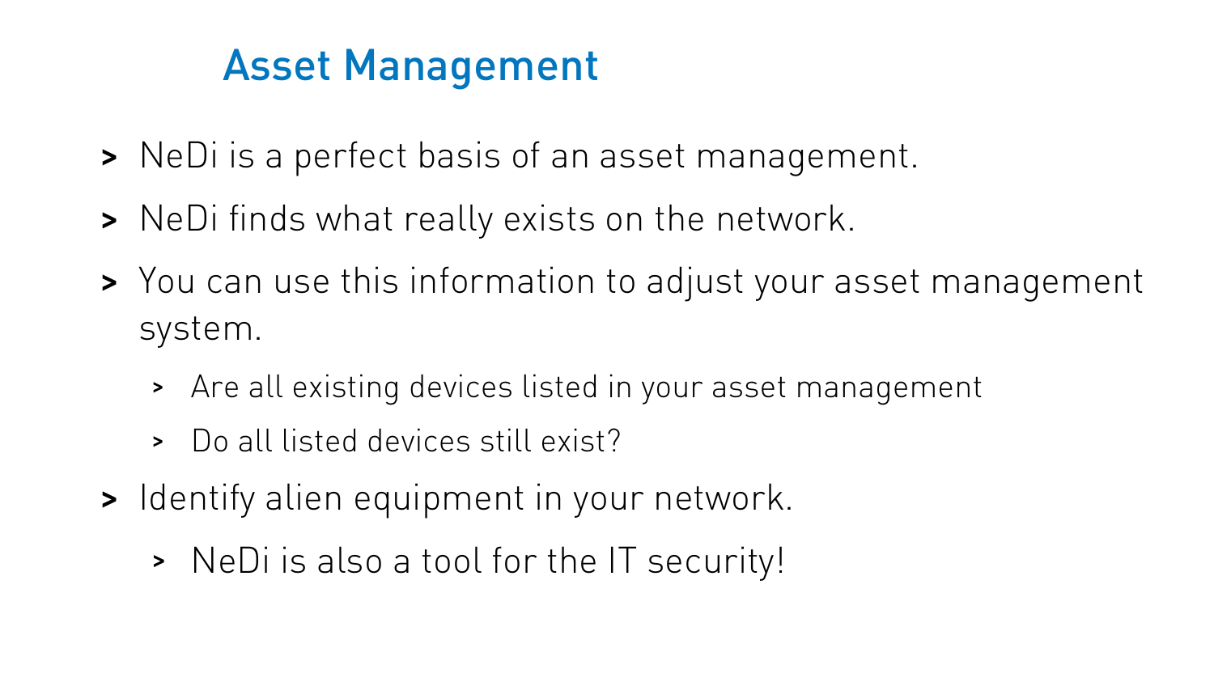# Asset Management

- NeDi is a perfect basis of an asset management.
- NeDi finds what really exists on the network.
- You can use this information to adjust your asset management system.
  - Are all existing devices listed in your asset management
  - Do all listed devices still exist?
- Identify alien equipment in your network.
  - NeDi is also a tool for the IT security!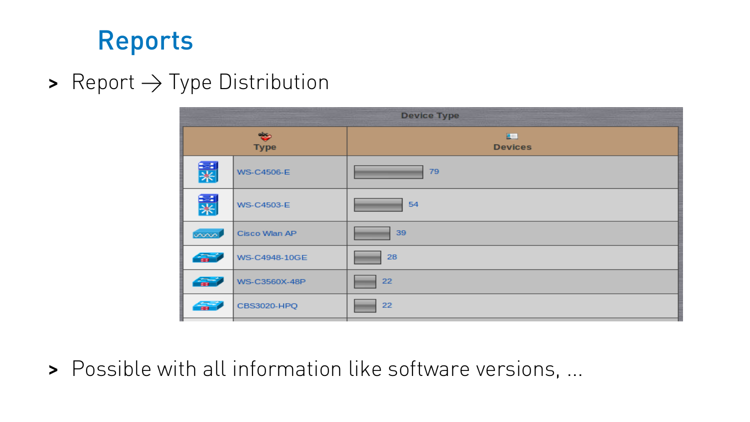# Reports

- Report → Type Distribution

| Device Type | | |
| --- | --- | --- |
| Type | | Devices |
| | WS-C4506-E | 79 |
| | WS-C4503-E | 54 |
| | Cisco Wlan AP | 39 |
| | WS-C4948-10GE | 28 |
| | WS-C3560X-48P | 22 |
| | CBS3020-HPQ | 22 |

- Possible with all information like software versions, ...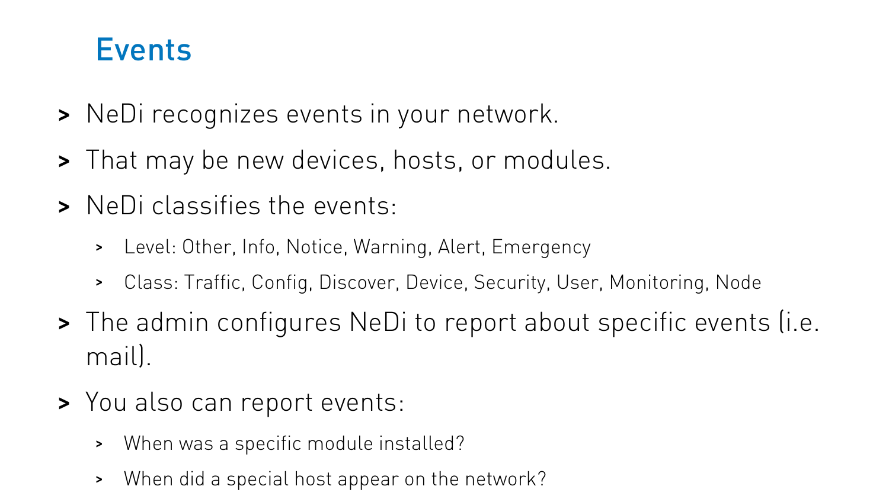# Events

- NeDi recognizes events in your network.
- That may be new devices, hosts, or modules.
- NeDi classifies the events:
  - Level: Other, Info, Notice, Warning, Alert, Emergency
  - Class: Traffic, Config, Discover, Device, Security, User, Monitoring, Node
- The admin configures NeDi to report about specific events (i.e. mail).
- You also can report events:
  - When was a specific module installed?
  - When did a special host appear on the network?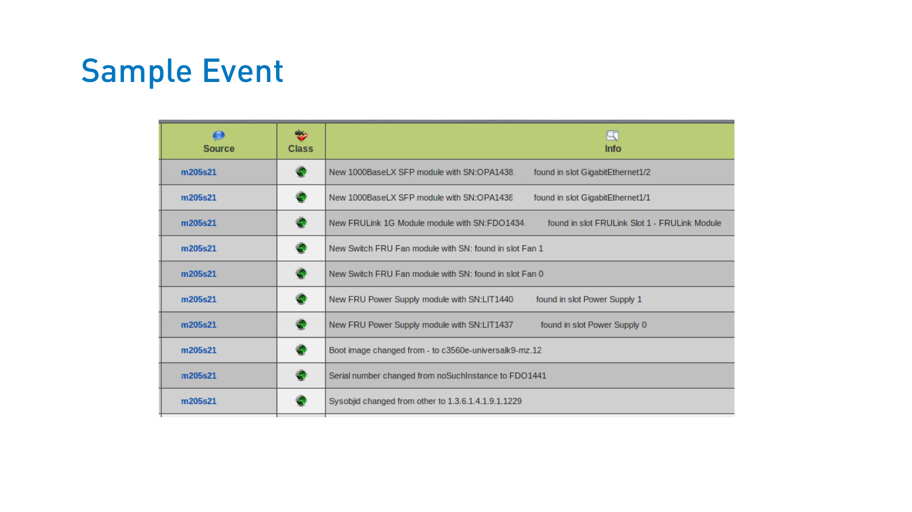# Sample Event

| Source | Class | Info |
|---|---|---|
| m205s21 | | New 1000BaseLX SFP module with SN:OPA1438 found in slot GigabitEthernet1/2 |
| m205s21 | | New 1000BaseLX SFP module with SN:OPA1438 found in slot GigabitEthernet1/1 |
| m205s21 | | New FRULink 1G Module module with SN:FDO1434 found in slot FRULink Slot 1 - FRULink Module |
| m205s21 | | New Switch FRU Fan module with SN: found in slot Fan 1 |
| m205s21 | | New Switch FRU Fan module with SN: found in slot Fan 0 |
| m205s21 | | New FRU Power Supply module with SN:LIT1440 found in slot Power Supply 1 |
| m205s21 | | New FRU Power Supply module with SN:LIT1437 found in slot Power Supply 0 |
| m205s21 | | Boot image changed from - to c3560e-universalk9-mz.12 |
| m205s21 | | Serial number changed from noSuchInstance to FDO1441 |
| m205s21 | | Sysobjid changed from other to 1.3.6.1.4.1.9.1.1229 |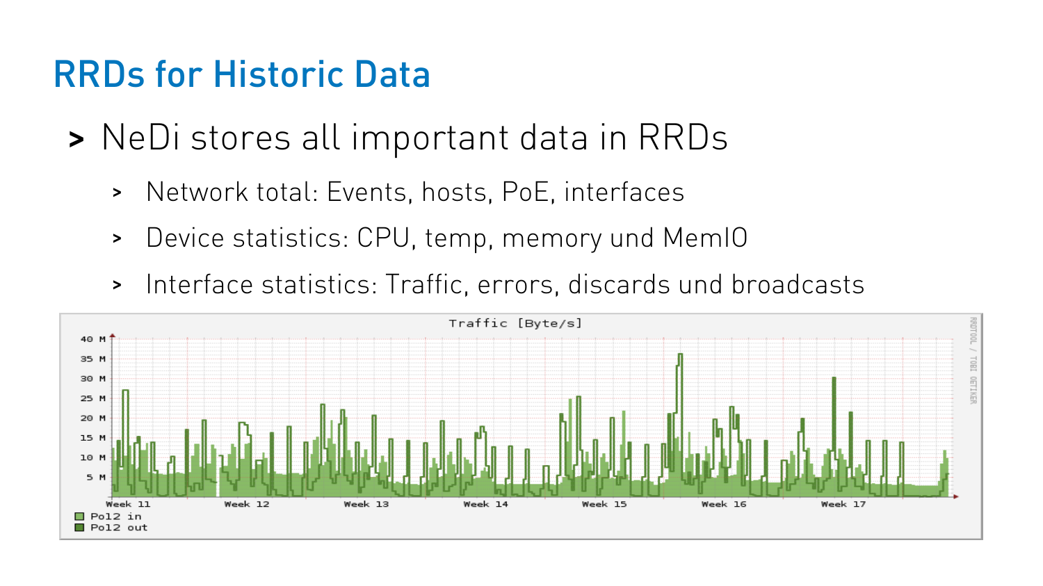# RRDs for Historic Data

- NeDi stores all important data in RRDs
  - Network total: Events, hosts, PoE, interfaces
  - Device statistics: CPU, temp, memory und MemIO
  - Interface statistics: Traffic, errors, discards und broadcasts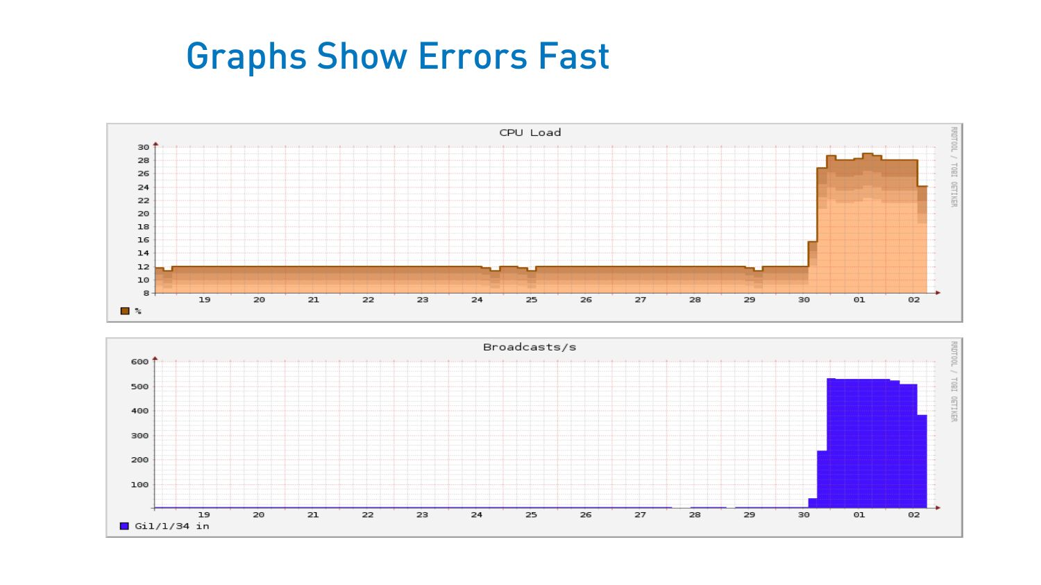# Graphs Show Errors Fast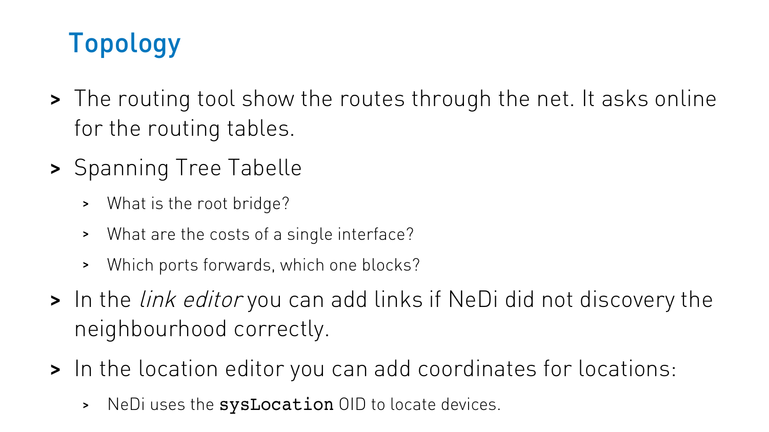# Topology

- The routing tool show the routes through the net. It asks online for the routing tables.
- Spanning Tree Tabelle
  - What is the root bridge?
  - What are the costs of a single interface?
  - Which ports forwards, which one blocks?
- In the *link editor* you can add links if NeDi did not discovery the neighbourhood correctly.
- In the location editor you can add coordinates for locations:
  - NeDi uses the `sysLocation` OID to locate devices.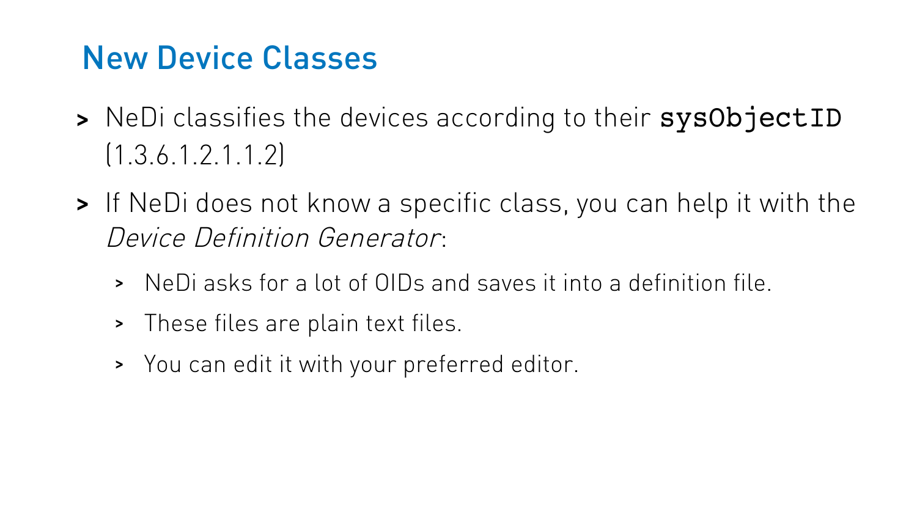# New Device Classes

- NeDi classifies the devices according to their `sysObjectID` (1.3.6.1.2.1.1.2)
- If NeDi does not know a specific class, you can help it with the *Device Definition Generator*:
  - NeDi asks for a lot of OIDs and saves it into a definition file.
  - These files are plain text files.
  - You can edit it with your preferred editor.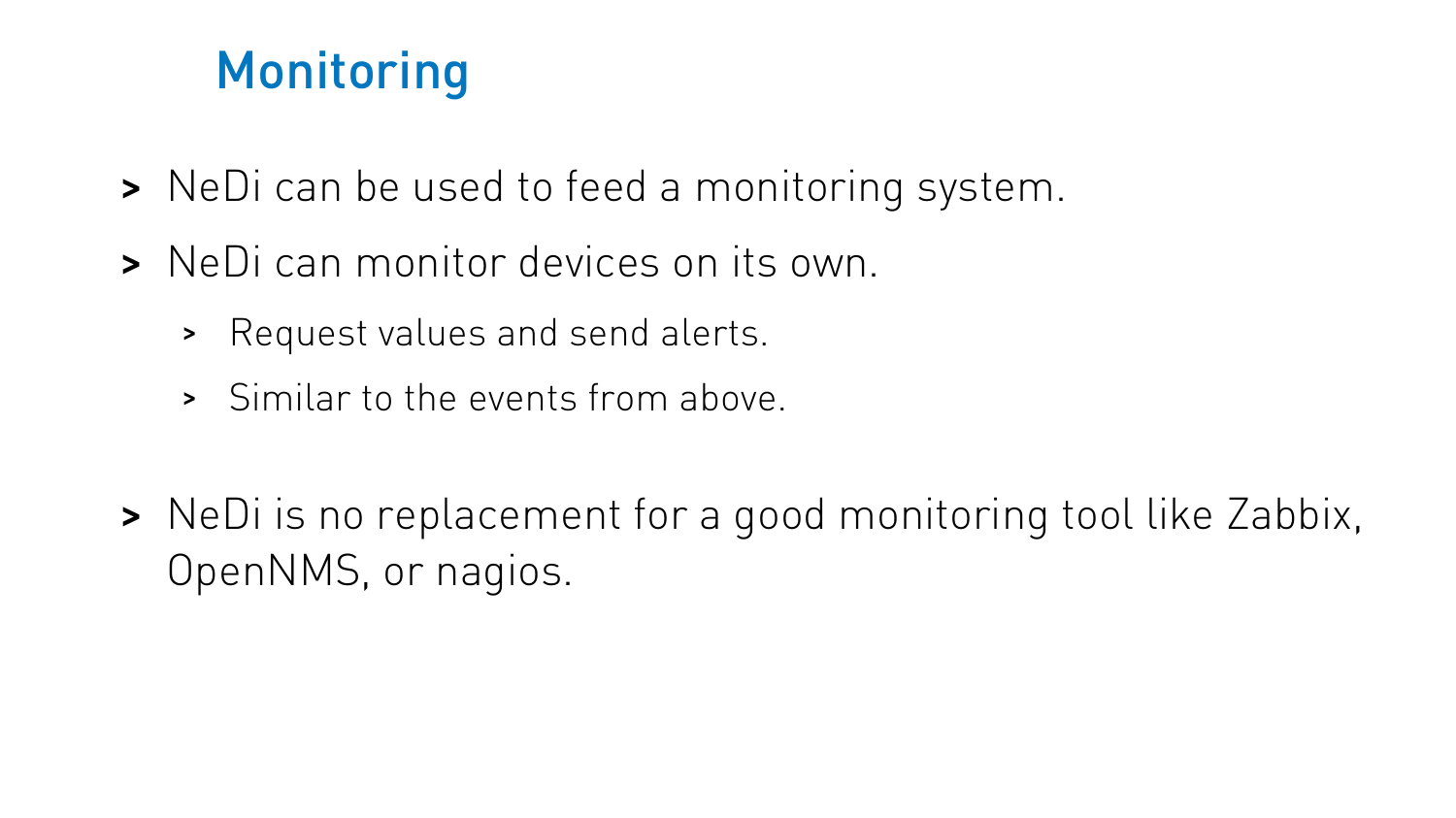# Monitoring

- NeDi can be used to feed a monitoring system.
- NeDi can monitor devices on its own.
  - Request values and send alerts.
  - Similar to the events from above.

- NeDi is no replacement for a good monitoring tool like Zabbix, OpenNMS, or nagios.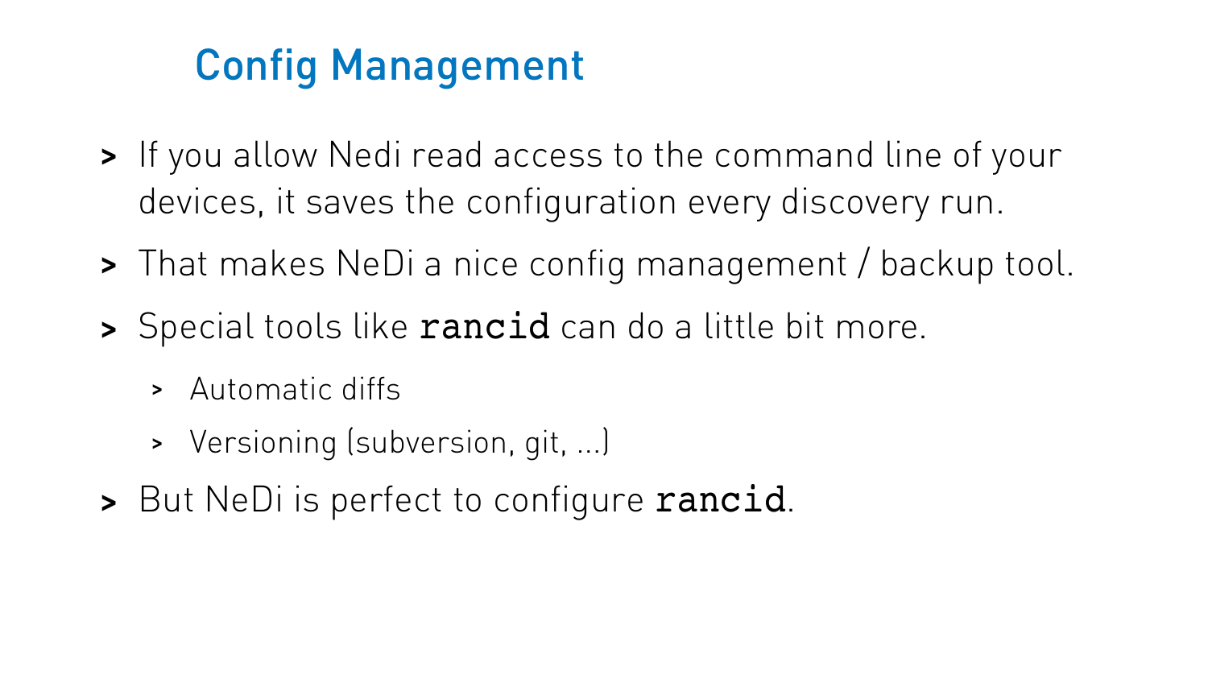# Config Management

- If you allow Nedi read access to the command line of your devices, it saves the configuration every discovery run.
- That makes NeDi a nice config management / backup tool.
- Special tools like `rancid` can do a little bit more.
  - Automatic diffs
  - Versioning (subversion, git, ...)
- But NeDi is perfect to configure `rancid`.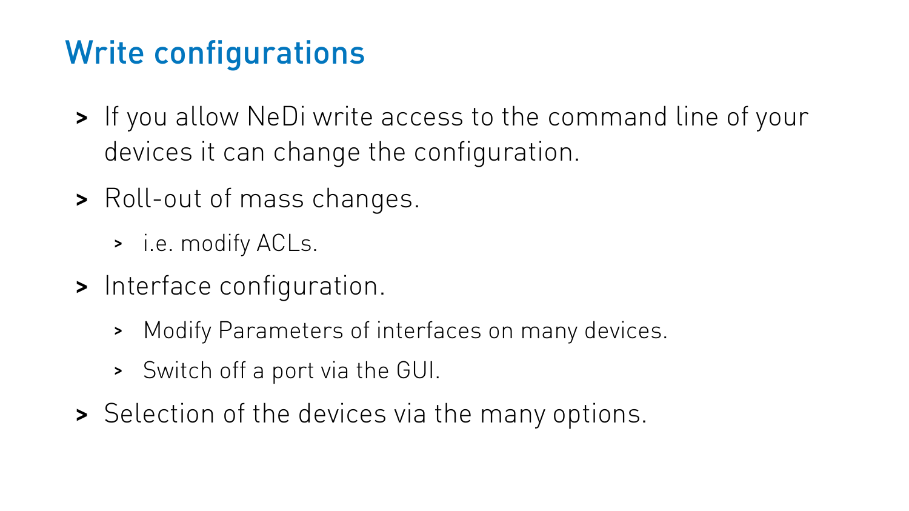# Write configurations

- If you allow NeDi write access to the command line of your devices it can change the configuration.
- Roll-out of mass changes.
  - i.e. modify ACLs.
- Interface configuration.
  - Modify Parameters of interfaces on many devices.
  - Switch off a port via the GUI.
- Selection of the devices via the many options.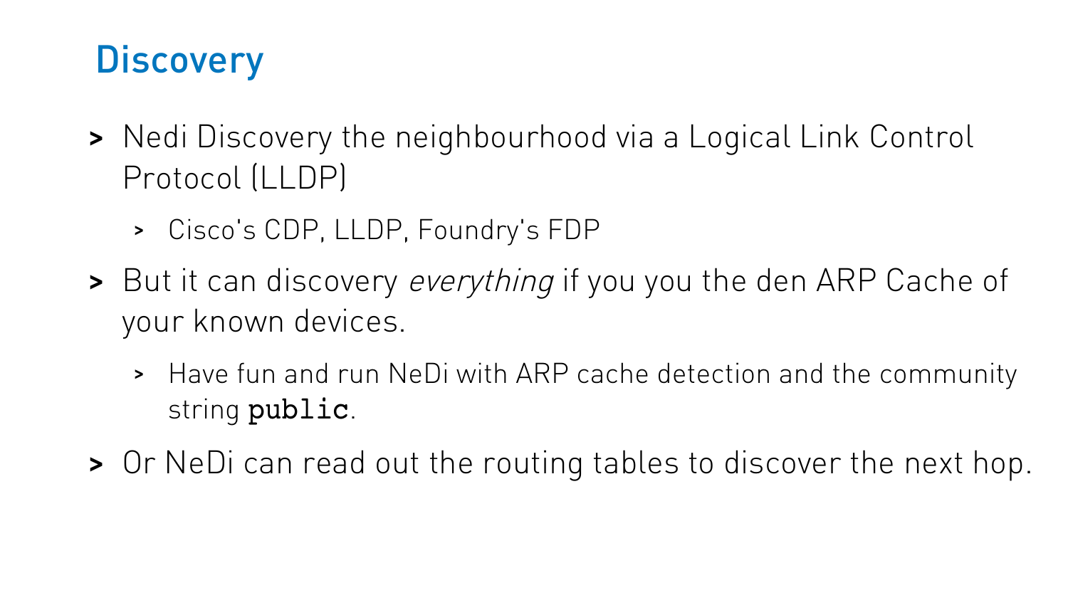## Discovery

- Nedi Discovery the neighbourhood via a Logical Link Control Protocol (LLDP)
  - Cisco's CDP, LLDP, Foundry's FDP
- But it can discovery *everything* if you you the den ARP Cache of your known devices.
  - Have fun and run NeDi with ARP cache detection and the community string `public`.
- Or NeDi can read out the routing tables to discover the next hop.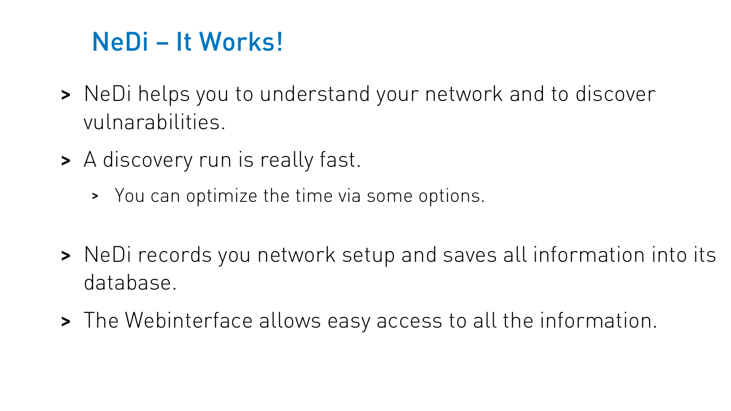# NeDi – It Works!

- NeDi helps you to understand your network and to discover vulnarabilities.
- A discovery run is really fast.
  - You can optimize the time via some options.
- NeDi records you network setup and saves all information into its database.
- The Webinterface allows easy access to all the information.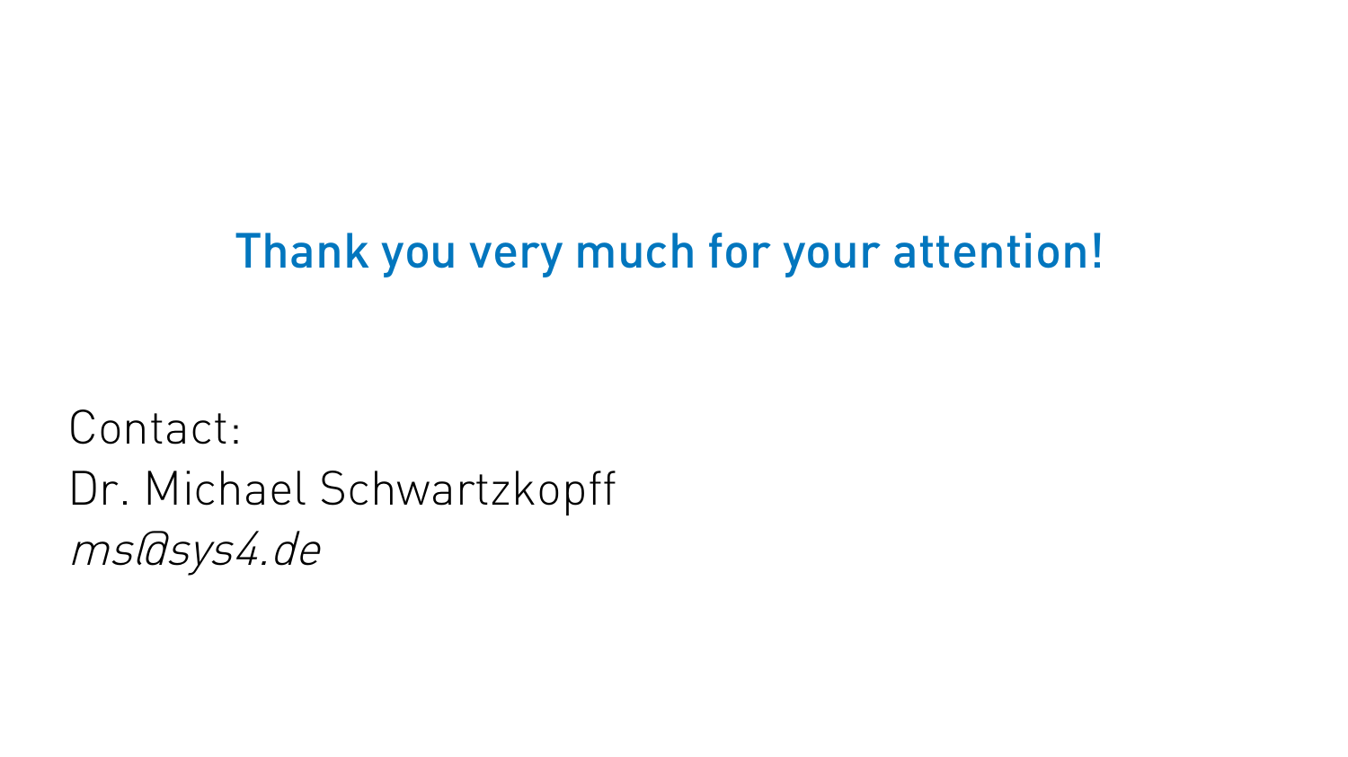## Thank you very much for your attention!

Contact:
Dr. Michael Schwartzkopff
*ms@sys4.de*